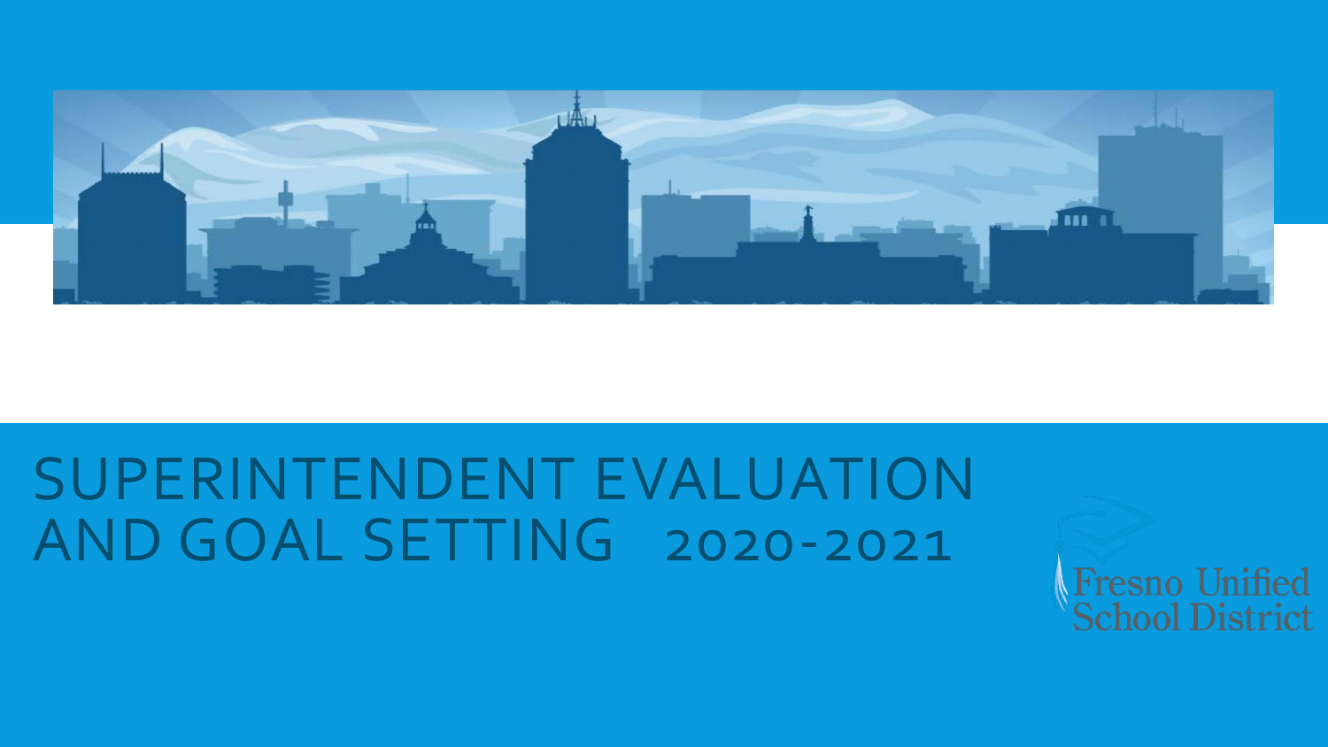# SUPERINTENDENT EVALUATION AND GOAL SETTING 2020-2021

Fresno Unified School District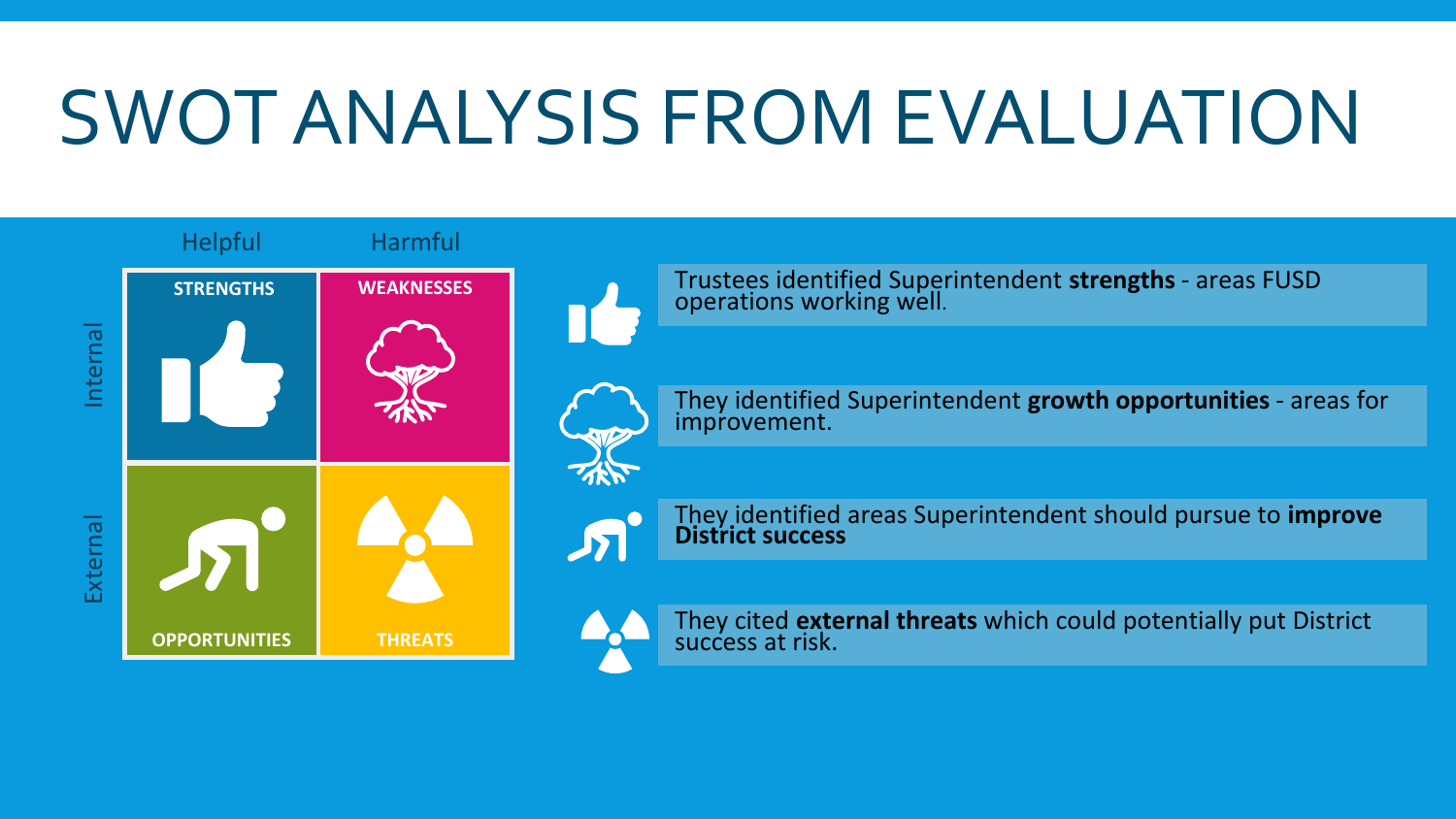# SWOT ANALYSIS FROM EVALUATION

|  | Helpful | Harmful |
|---|---|---|
| Internal | STRENGTHS | WEAKNESSES |
| External | OPPORTUNITIES | THREATS |

- Trustees identified Superintendent **strengths** - areas FUSD operations working well.
- They identified Superintendent **growth opportunities** - areas for improvement.
- They identified areas Superintendent should pursue to **improve District success**
- They cited **external threats** which could potentially put District success at risk.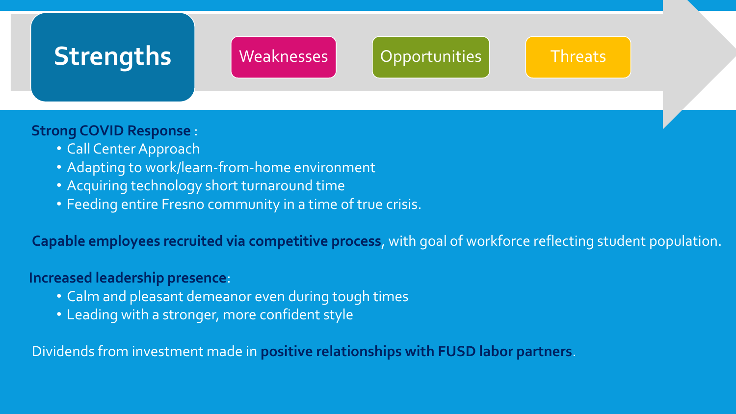# Strengths

Weaknesses

Opportunities

Threats

**Strong COVID Response** :

- Call Center Approach
- Adapting to work/learn-from-home environment
- Acquiring technology short turnaround time
- Feeding entire Fresno community in a time of true crisis.

**Capable employees recruited via competitive process**, with goal of workforce reflecting student population.

**Increased leadership presence**:

- Calm and pleasant demeanor even during tough times
- Leading with a stronger, more confident style

Dividends from investment made in **positive relationships with FUSD labor partners**.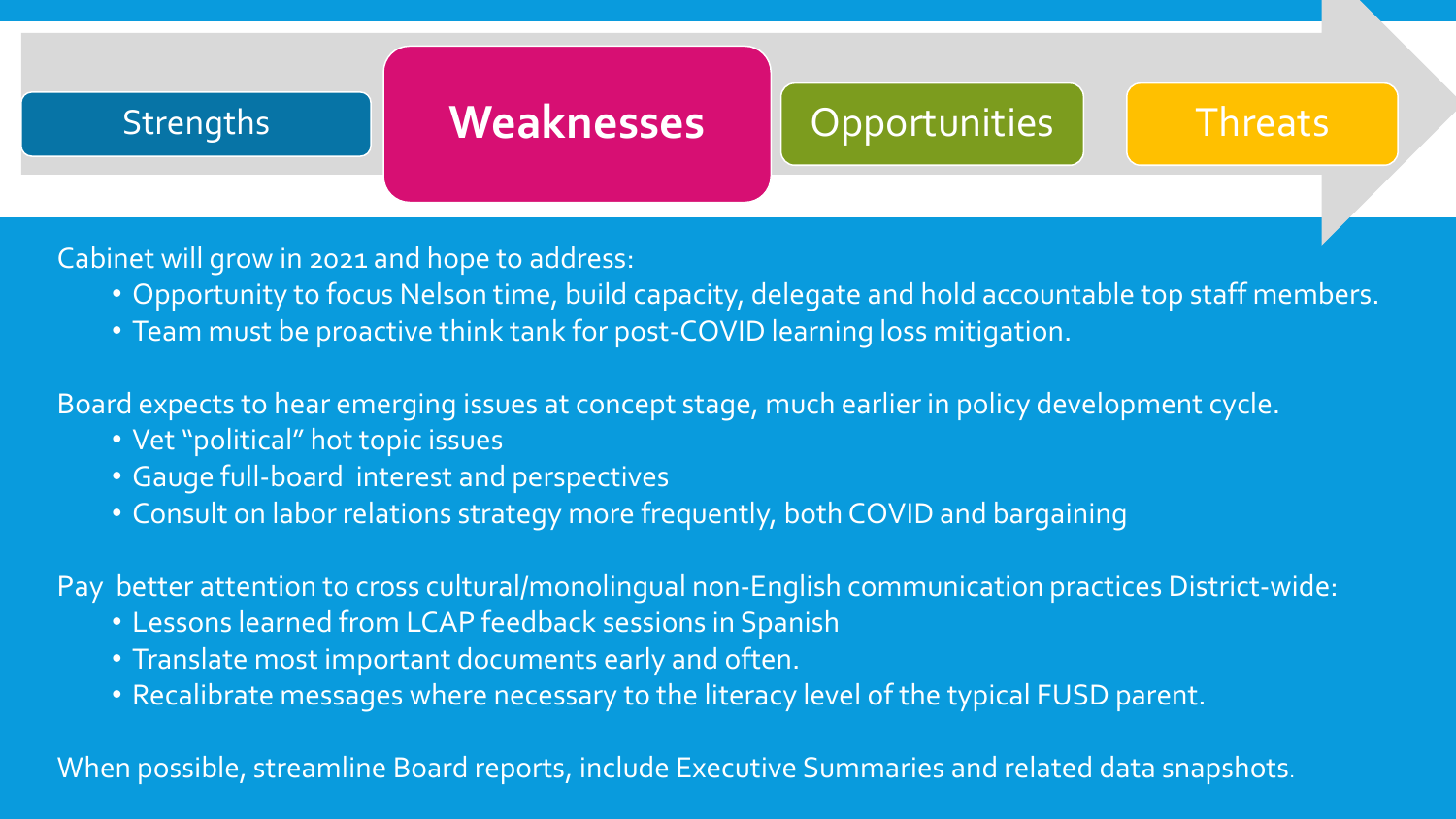Strengths | **Weaknesses** | Opportunities | Threats

## Weaknesses

Cabinet will grow in 2021 and hope to address:

- Opportunity to focus Nelson time, build capacity, delegate and hold accountable top staff members.
- Team must be proactive think tank for post-COVID learning loss mitigation.

Board expects to hear emerging issues at concept stage, much earlier in policy development cycle.

- Vet "political" hot topic issues
- Gauge full-board interest and perspectives
- Consult on labor relations strategy more frequently, both COVID and bargaining

Pay better attention to cross cultural/monolingual non-English communication practices District-wide:

- Lessons learned from LCAP feedback sessions in Spanish
- Translate most important documents early and often.
- Recalibrate messages where necessary to the literacy level of the typical FUSD parent.

When possible, streamline Board reports, include Executive Summaries and related data snapshots.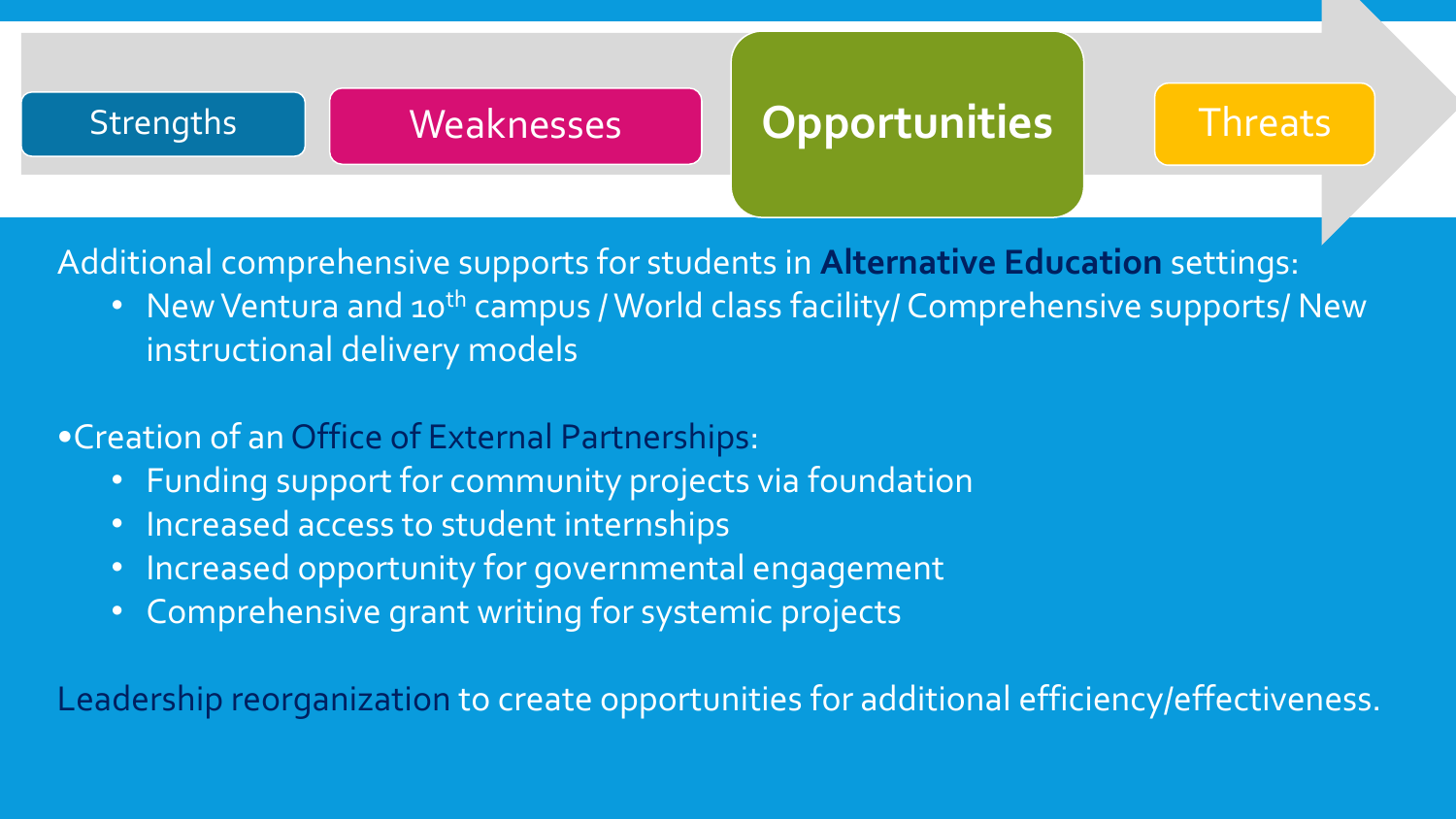Strengths | Weaknesses | **Opportunities** | Threats

# Opportunities

Additional comprehensive supports for students in **Alternative Education** settings:

- New Ventura and 10th campus / World class facility/ Comprehensive supports/ New instructional delivery models

•Creation of an Office of External Partnerships:

- Funding support for community projects via foundation
- Increased access to student internships
- Increased opportunity for governmental engagement
- Comprehensive grant writing for systemic projects

Leadership reorganization to create opportunities for additional efficiency/effectiveness.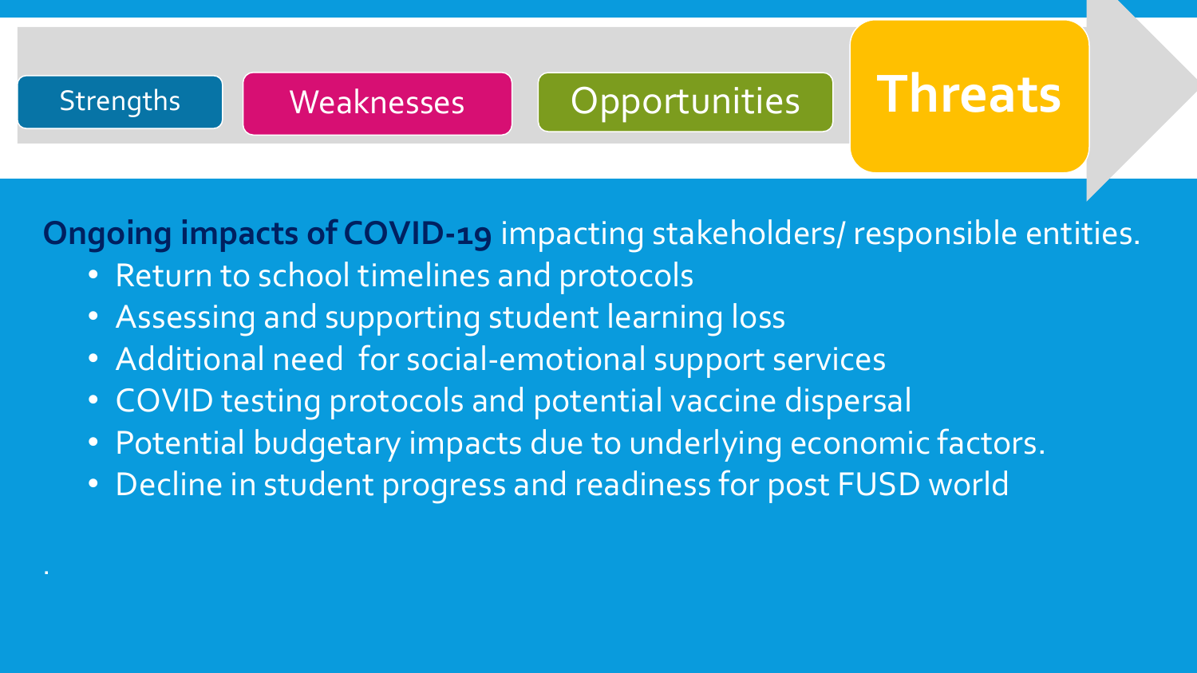Strengths Weaknesses Opportunities

# Threats

**Ongoing impacts of COVID-19** impacting stakeholders/ responsible entities.

- Return to school timelines and protocols
- Assessing and supporting student learning loss
- Additional need for social-emotional support services
- COVID testing protocols and potential vaccine dispersal
- Potential budgetary impacts due to underlying economic factors.
- Decline in student progress and readiness for post FUSD world

.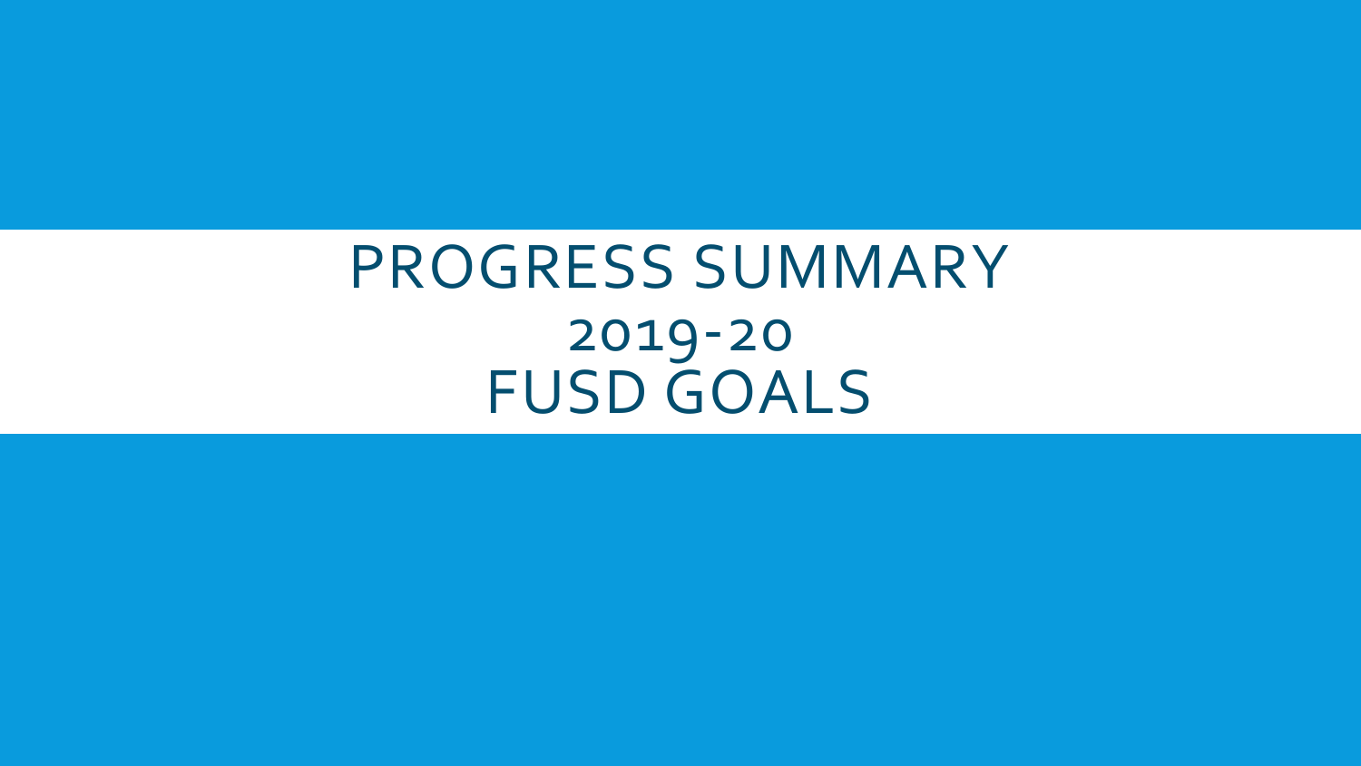# PROGRESS SUMMARY

## 2019-20

# FUSD GOALS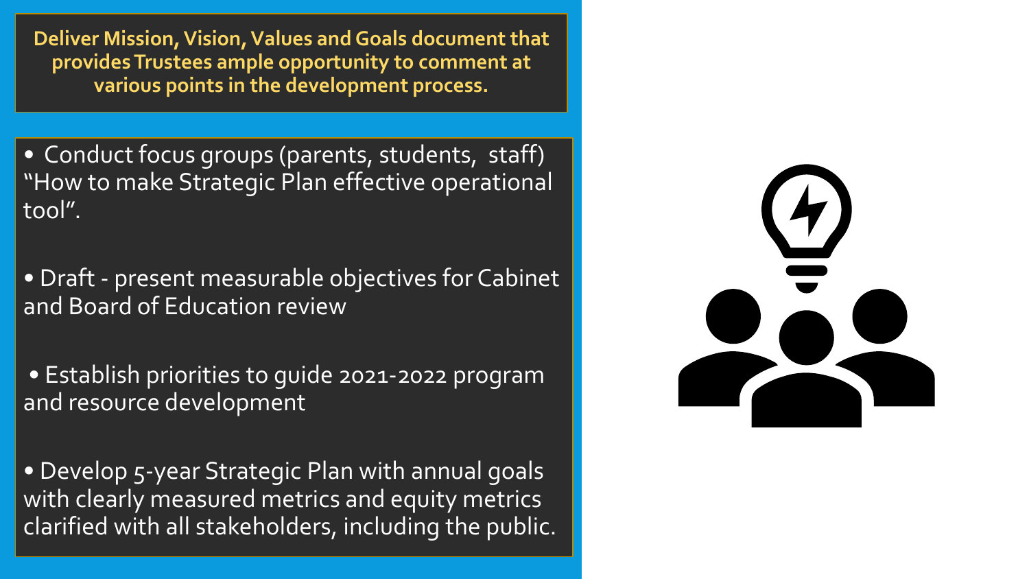**Deliver Mission, Vision, Values and Goals document that provides Trustees ample opportunity to comment at various points in the development process.**

- Conduct focus groups (parents, students, staff) "How to make Strategic Plan effective operational tool".
- Draft - present measurable objectives for Cabinet and Board of Education review
- Establish priorities to guide 2021-2022 program and resource development
- Develop 5-year Strategic Plan with annual goals with clearly measured metrics and equity metrics clarified with all stakeholders, including the public.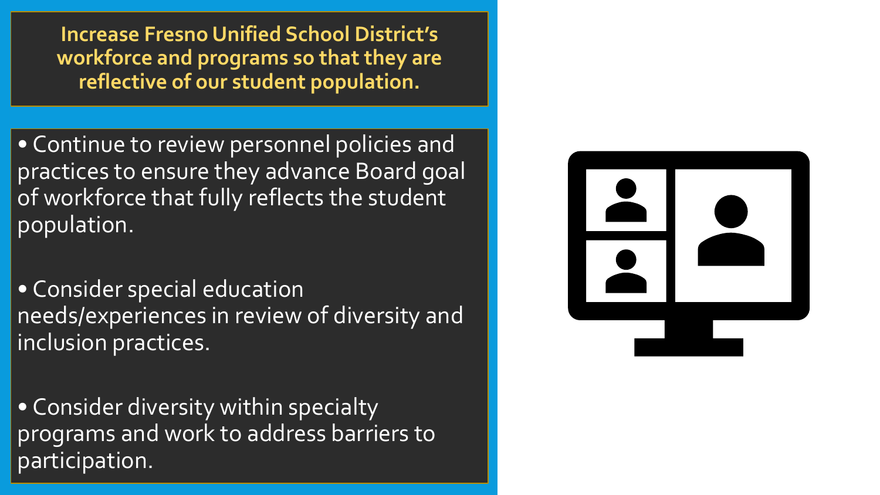**Increase Fresno Unified School District's workforce and programs so that they are reflective of our student population.**

- Continue to review personnel policies and practices to ensure they advance Board goal of workforce that fully reflects the student population.
- Consider special education needs/experiences in review of diversity and inclusion practices.
- Consider diversity within specialty programs and work to address barriers to participation.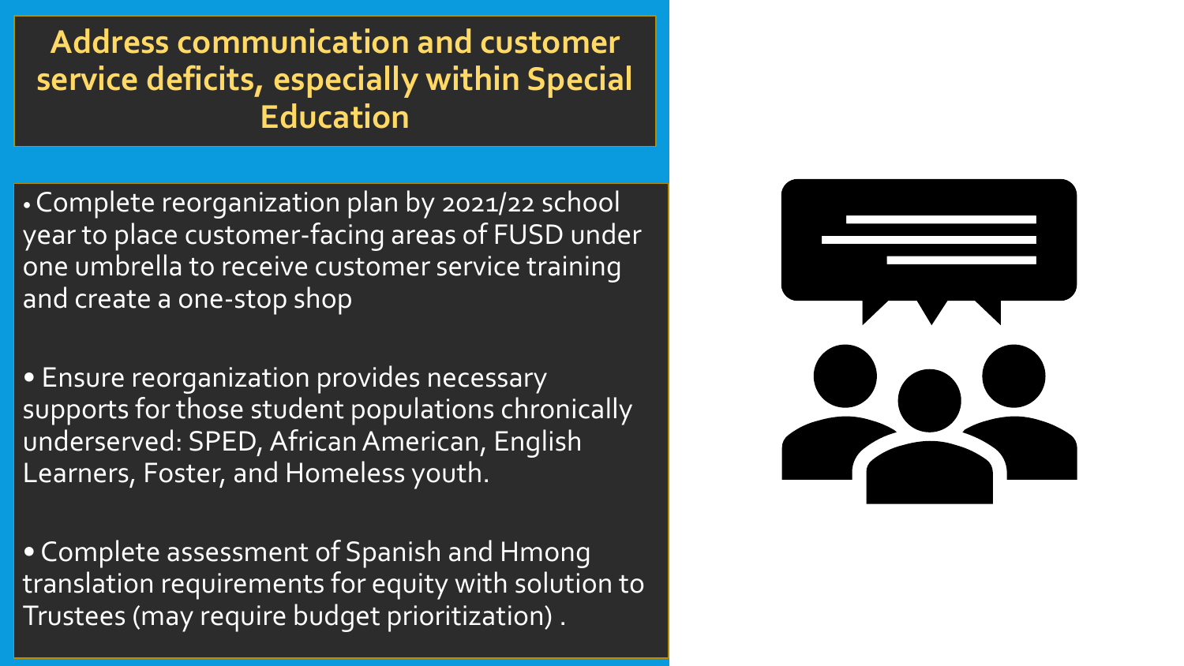## Address communication and customer service deficits, especially within Special Education

- Complete reorganization plan by 2021/22 school year to place customer-facing areas of FUSD under one umbrella to receive customer service training and create a one-stop shop

- Ensure reorganization provides necessary supports for those student populations chronically underserved: SPED, African American, English Learners, Foster, and Homeless youth.

- Complete assessment of Spanish and Hmong translation requirements for equity with solution to Trustees (may require budget prioritization) .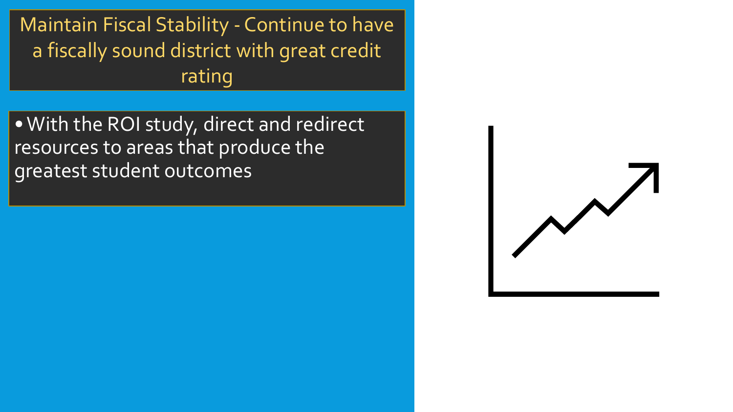# Maintain Fiscal Stability - Continue to have a fiscally sound district with great credit rating

- With the ROI study, direct and redirect resources to areas that produce the greatest student outcomes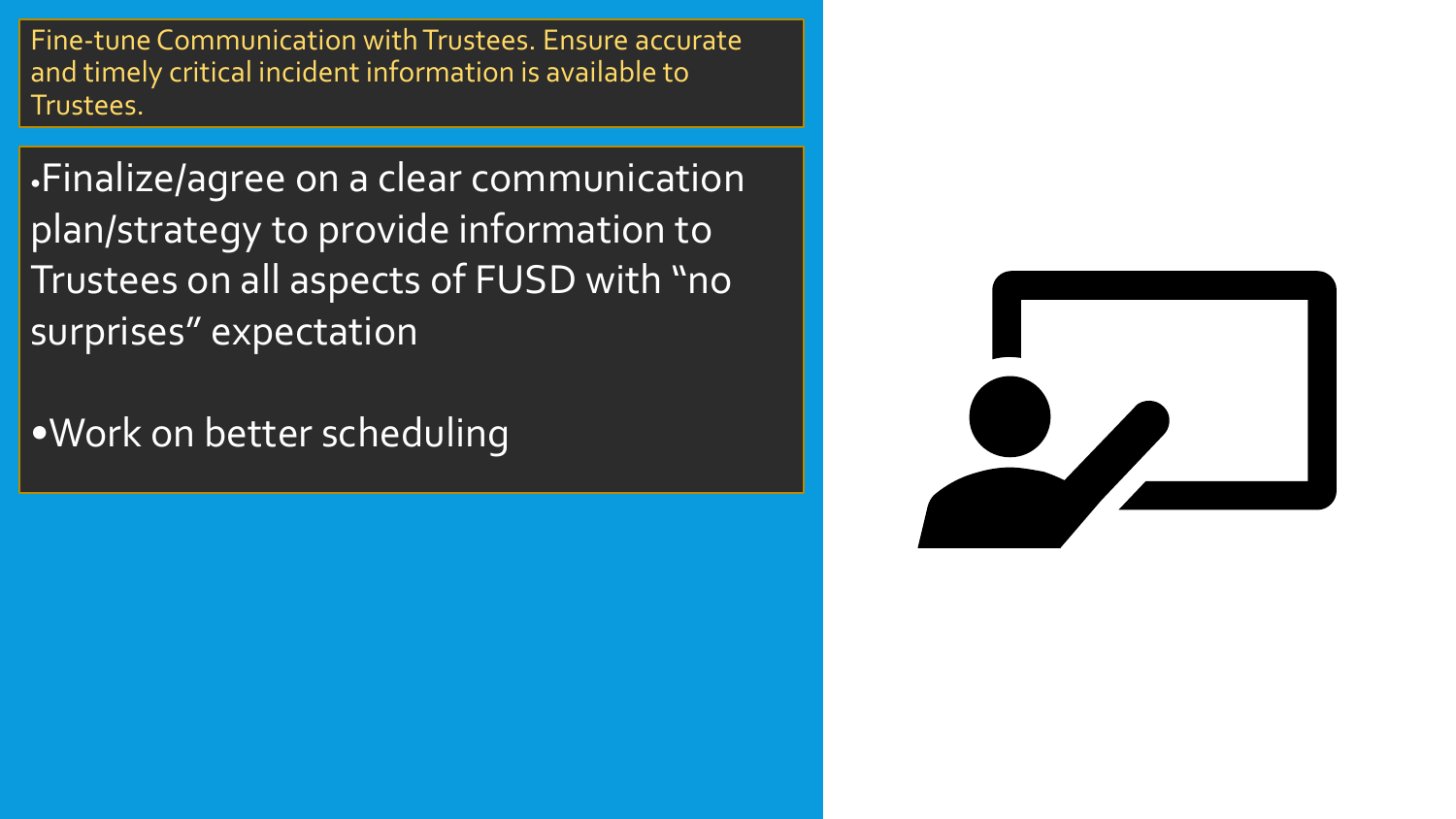Fine-tune Communication with Trustees. Ensure accurate and timely critical incident information is available to Trustees.

- Finalize/agree on a clear communication plan/strategy to provide information to Trustees on all aspects of FUSD with "no surprises" expectation
- Work on better scheduling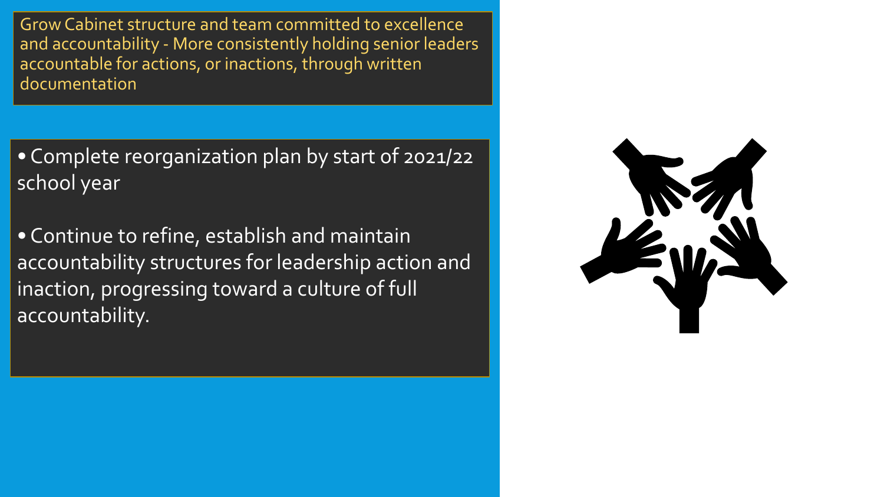## Grow Cabinet structure and team committed to excellence and accountability - More consistently holding senior leaders accountable for actions, or inactions, through written documentation

- Complete reorganization plan by start of 2021/22 school year
- Continue to refine, establish and maintain accountability structures for leadership action and inaction, progressing toward a culture of full accountability.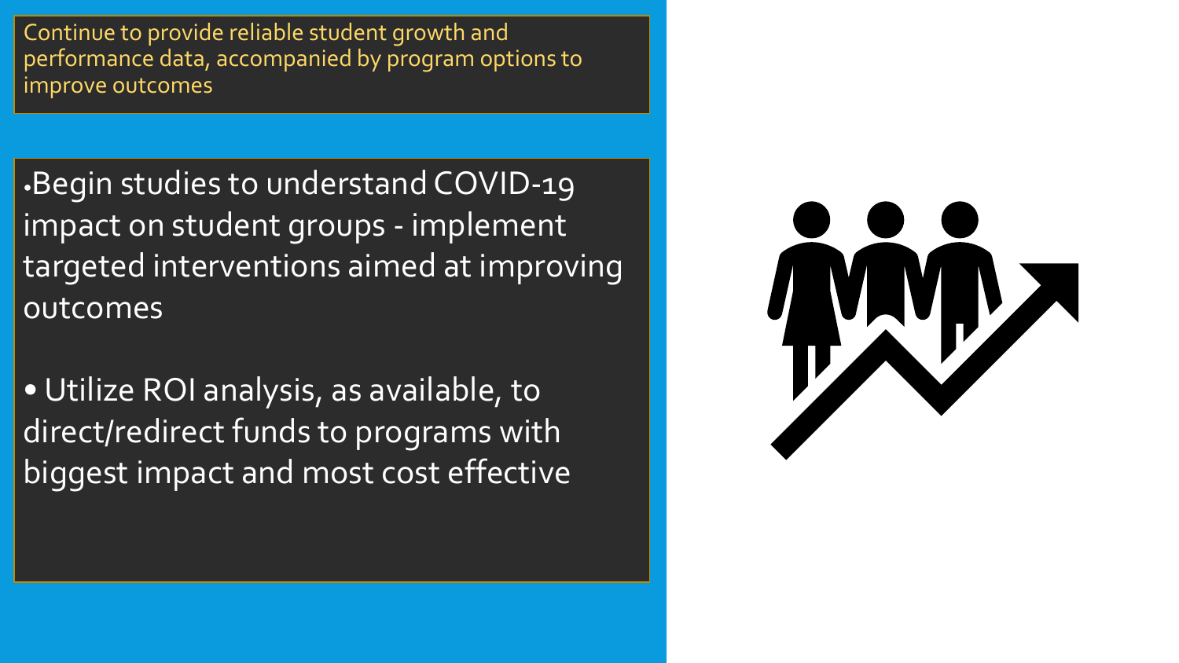Continue to provide reliable student growth and performance data, accompanied by program options to improve outcomes

- Begin studies to understand COVID-19 impact on student groups - implement targeted interventions aimed at improving outcomes

- Utilize ROI analysis, as available, to direct/redirect funds to programs with biggest impact and most cost effective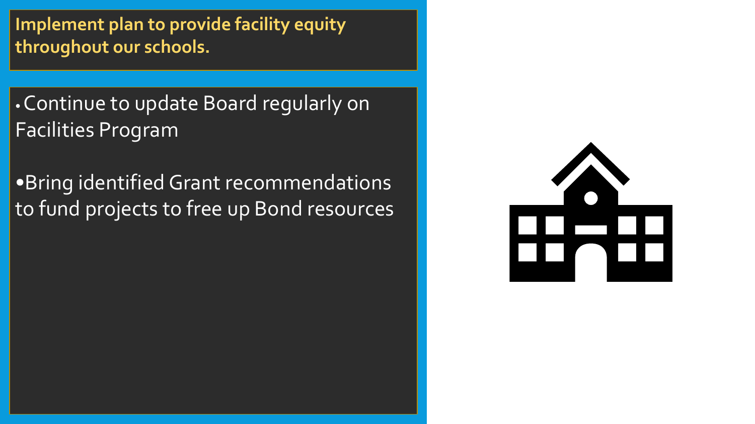**Implement plan to provide facility equity throughout our schools.**

- Continue to update Board regularly on Facilities Program
- Bring identified Grant recommendations to fund projects to free up Bond resources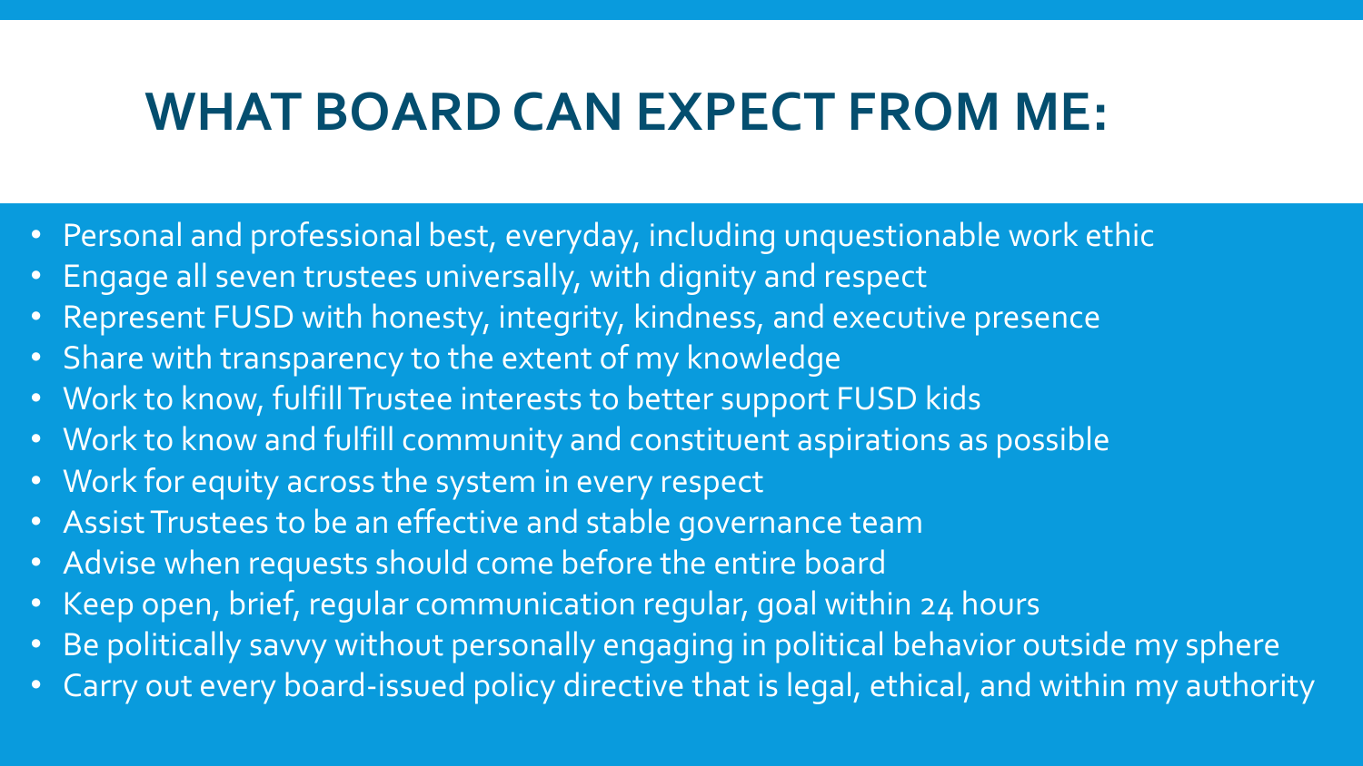# WHAT BOARD CAN EXPECT FROM ME:

- Personal and professional best, everyday, including unquestionable work ethic
- Engage all seven trustees universally, with dignity and respect
- Represent FUSD with honesty, integrity, kindness, and executive presence
- Share with transparency to the extent of my knowledge
- Work to know, fulfill Trustee interests to better support FUSD kids
- Work to know and fulfill community and constituent aspirations as possible
- Work for equity across the system in every respect
- Assist Trustees to be an effective and stable governance team
- Advise when requests should come before the entire board
- Keep open, brief, regular communication regular, goal within 24 hours
- Be politically savvy without personally engaging in political behavior outside my sphere
- Carry out every board-issued policy directive that is legal, ethical, and within my authority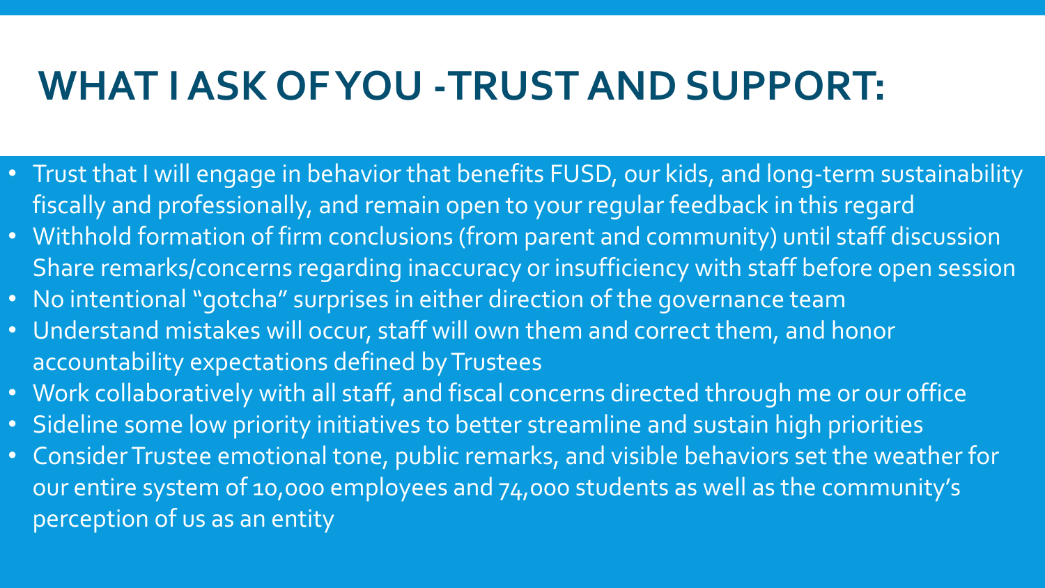# WHAT I ASK OF YOU - TRUST AND SUPPORT:

- Trust that I will engage in behavior that benefits FUSD, our kids, and long-term sustainability fiscally and professionally, and remain open to your regular feedback in this regard
- Withhold formation of firm conclusions (from parent and community) until staff discussion Share remarks/concerns regarding inaccuracy or insufficiency with staff before open session
- No intentional "gotcha" surprises in either direction of the governance team
- Understand mistakes will occur, staff will own them and correct them, and honor accountability expectations defined by Trustees
- Work collaboratively with all staff, and fiscal concerns directed through me or our office
- Sideline some low priority initiatives to better streamline and sustain high priorities
- Consider Trustee emotional tone, public remarks, and visible behaviors set the weather for our entire system of 10,000 employees and 74,000 students as well as the community's perception of us as an entity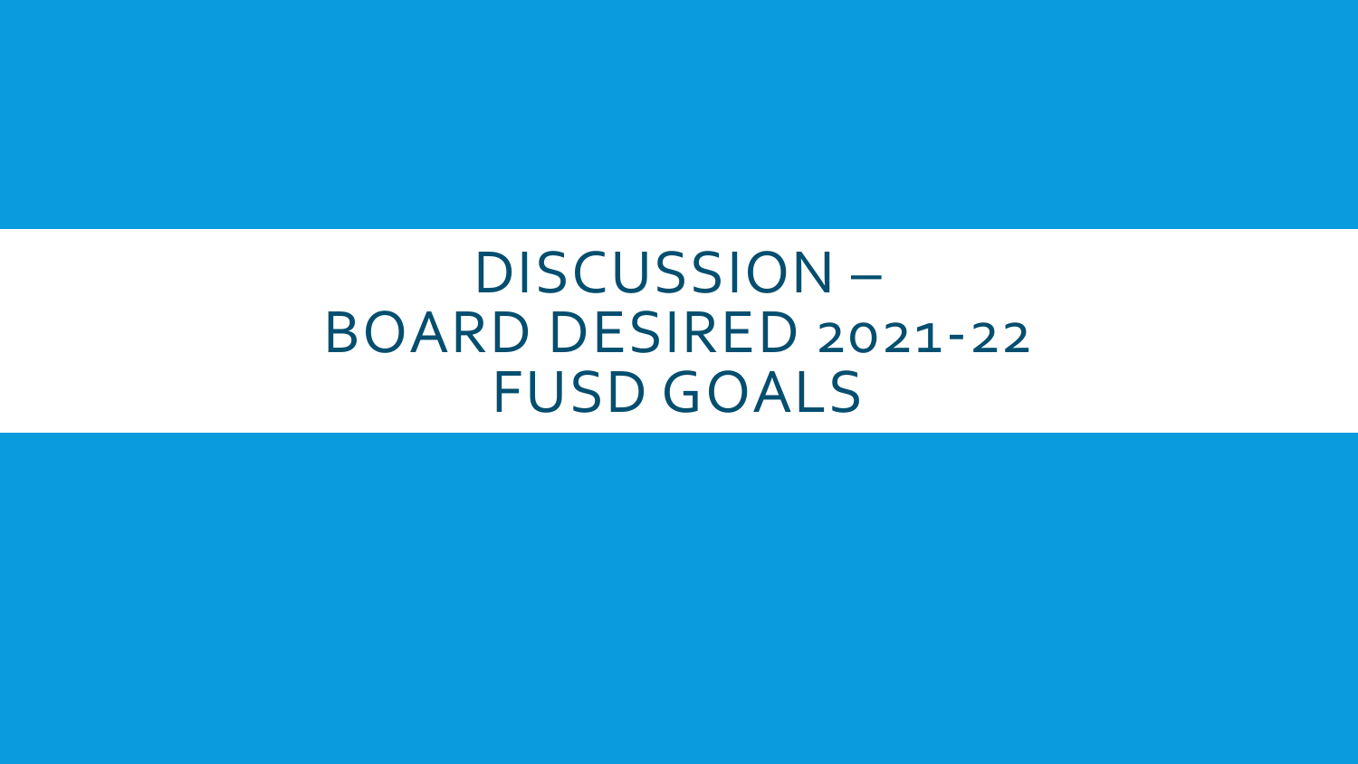# DISCUSSION – BOARD DESIRED 2021-22 FUSD GOALS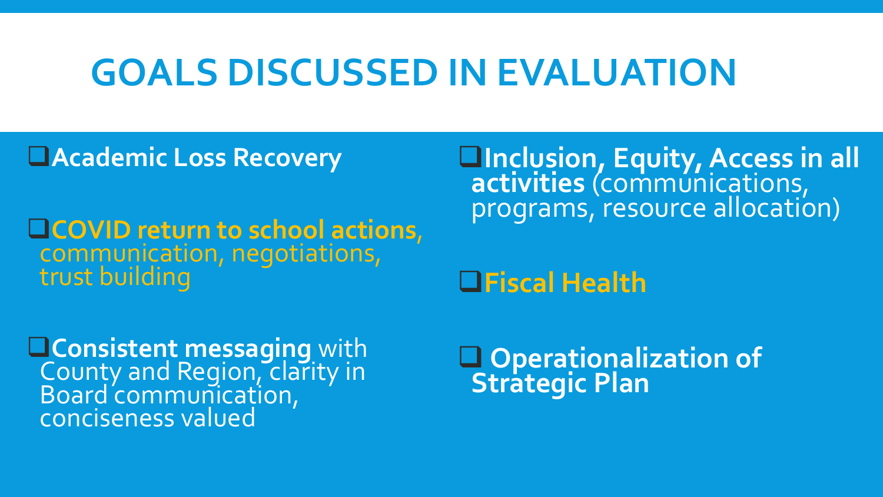# GOALS DISCUSSED IN EVALUATION

- **Academic Loss Recovery**
- **COVID return to school actions**, communication, negotiations, trust building
- **Consistent messaging** with County and Region, clarity in Board communication, conciseness valued
- **Inclusion, Equity, Access in all activities** (communications, programs, resource allocation)
- **Fiscal Health**
- **Operationalization of Strategic Plan**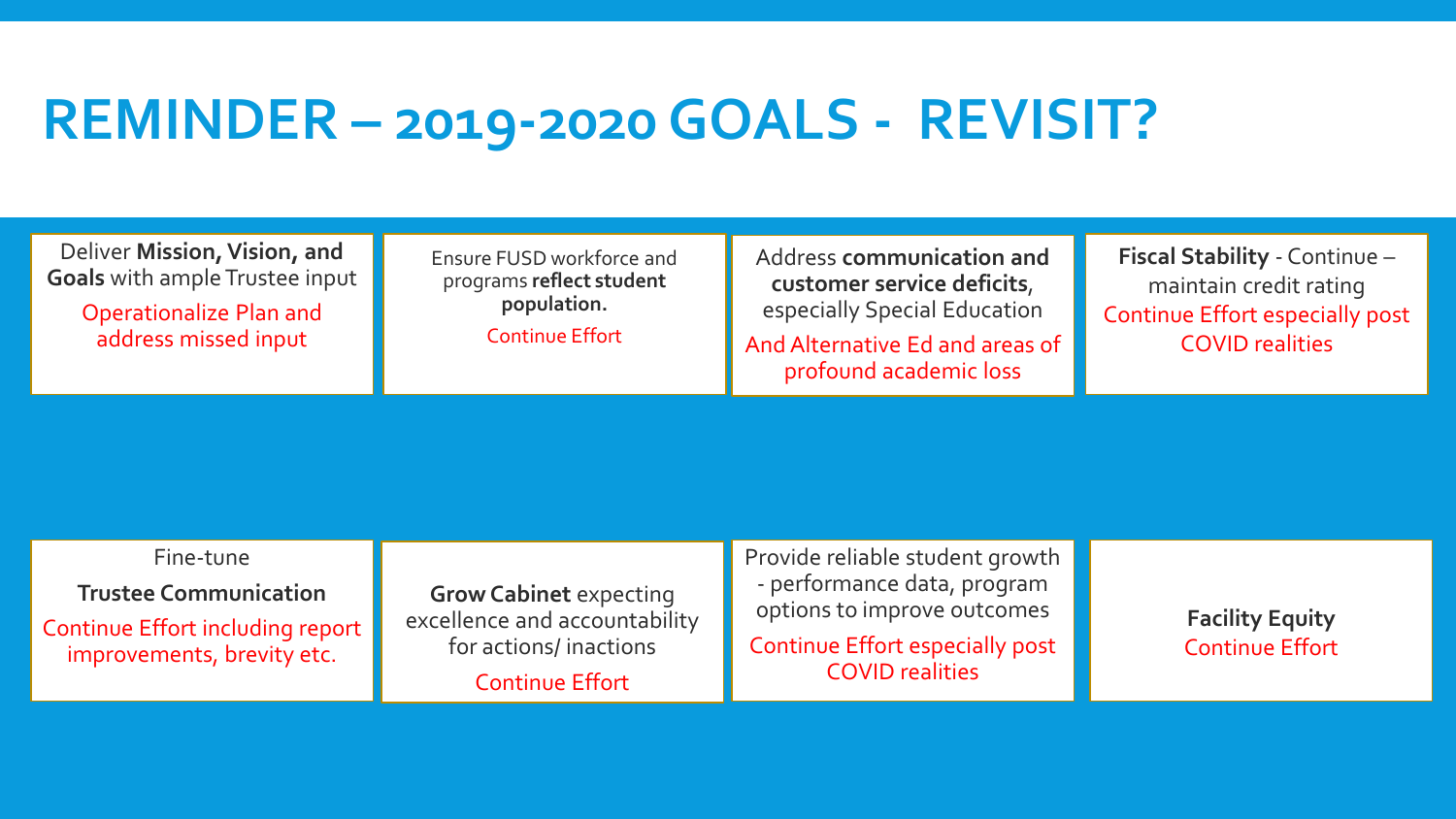# REMINDER – 2019-2020 GOALS - REVISIT?

Deliver **Mission, Vision, and Goals** with ample Trustee input

Operationalize Plan and address missed input

Ensure FUSD workforce and programs **reflect student population.**

Continue Effort

Address **communication and customer service deficits**, especially Special Education

And Alternative Ed and areas of profound academic loss

**Fiscal Stability** - Continue – maintain credit rating

Continue Effort especially post COVID realities

Fine-tune

**Trustee Communication**

Continue Effort including report improvements, brevity etc.

**Grow Cabinet** expecting excellence and accountability for actions/ inactions

Continue Effort

Provide reliable student growth - performance data, program options to improve outcomes

Continue Effort especially post COVID realities

**Facility Equity**

Continue Effort